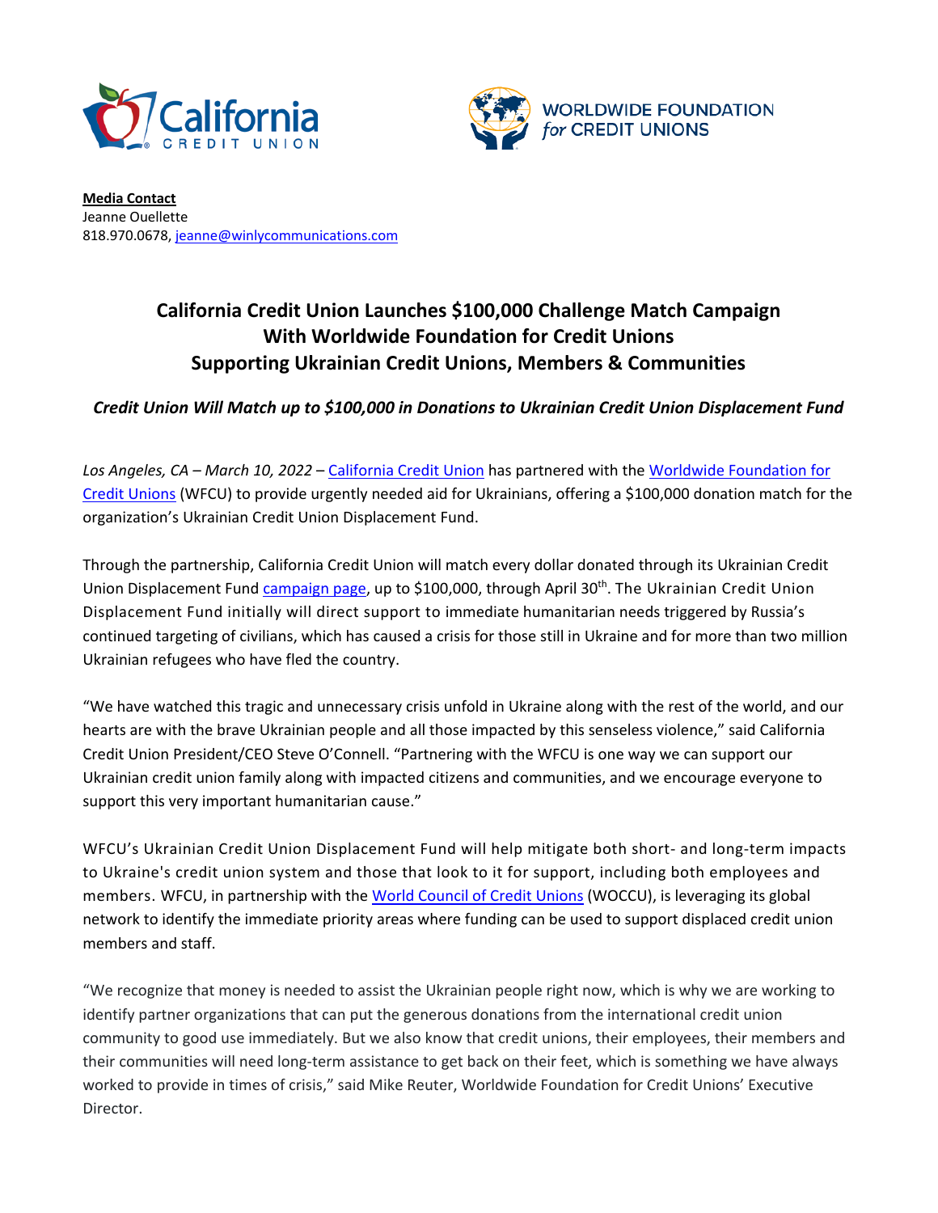**Media Contact**
Jeanne Ouellette
818.970.0678, jeanne@winlycommunications.com

# California Credit Union Launches $100,000 Challenge Match Campaign With Worldwide Foundation for Credit Unions Supporting Ukrainian Credit Unions, Members & Communities

***Credit Union Will Match up to $100,000 in Donations to Ukrainian Credit Union Displacement Fund***

*Los Angeles, CA – March 10, 2022 –* California Credit Union has partnered with the Worldwide Foundation for Credit Unions (WFCU) to provide urgently needed aid for Ukrainians, offering a $100,000 donation match for the organization's Ukrainian Credit Union Displacement Fund.

Through the partnership, California Credit Union will match every dollar donated through its Ukrainian Credit Union Displacement Fund campaign page, up to $100,000, through April 30th. The Ukrainian Credit Union Displacement Fund initially will direct support to immediate humanitarian needs triggered by Russia's continued targeting of civilians, which has caused a crisis for those still in Ukraine and for more than two million Ukrainian refugees who have fled the country.

"We have watched this tragic and unnecessary crisis unfold in Ukraine along with the rest of the world, and our hearts are with the brave Ukrainian people and all those impacted by this senseless violence," said California Credit Union President/CEO Steve O'Connell. "Partnering with the WFCU is one way we can support our Ukrainian credit union family along with impacted citizens and communities, and we encourage everyone to support this very important humanitarian cause."

WFCU's Ukrainian Credit Union Displacement Fund will help mitigate both short- and long-term impacts to Ukraine's credit union system and those that look to it for support, including both employees and members. WFCU, in partnership with the World Council of Credit Unions (WOCCU), is leveraging its global network to identify the immediate priority areas where funding can be used to support displaced credit union members and staff.

"We recognize that money is needed to assist the Ukrainian people right now, which is why we are working to identify partner organizations that can put the generous donations from the international credit union community to good use immediately. But we also know that credit unions, their employees, their members and their communities will need long-term assistance to get back on their feet, which is something we have always worked to provide in times of crisis," said Mike Reuter, Worldwide Foundation for Credit Unions' Executive Director.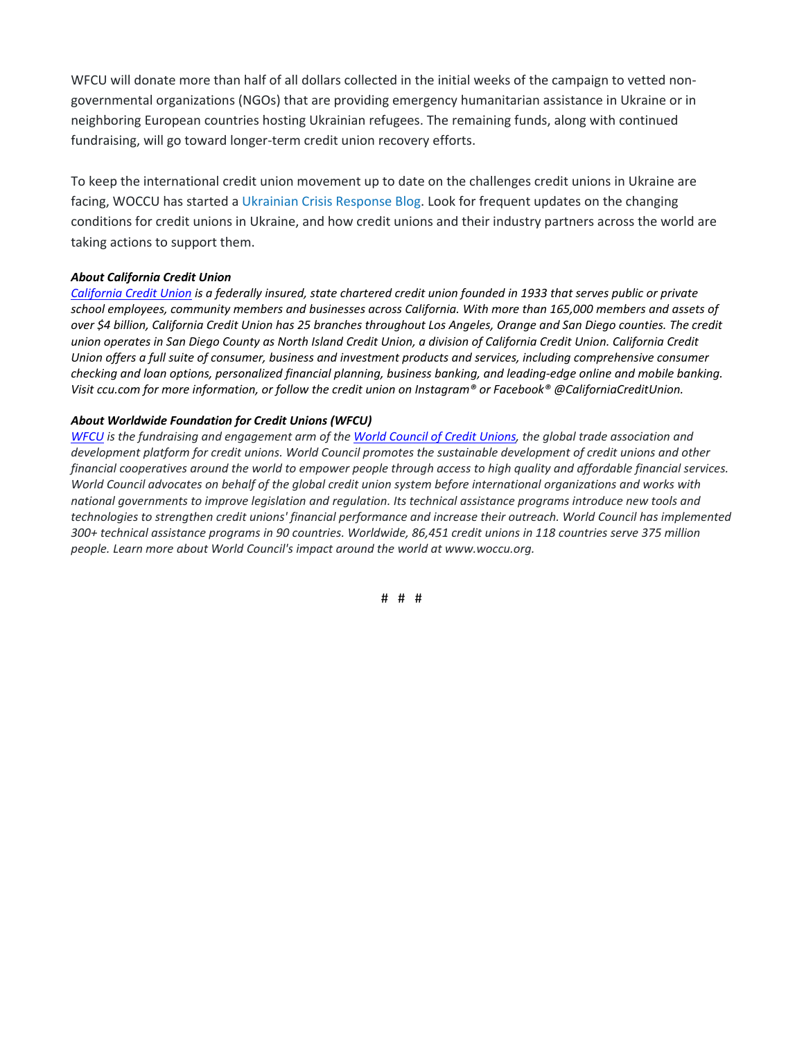WFCU will donate more than half of all dollars collected in the initial weeks of the campaign to vetted non-governmental organizations (NGOs) that are providing emergency humanitarian assistance in Ukraine or in neighboring European countries hosting Ukrainian refugees. The remaining funds, along with continued fundraising, will go toward longer-term credit union recovery efforts.

To keep the international credit union movement up to date on the challenges credit unions in Ukraine are facing, WOCCU has started a Ukrainian Crisis Response Blog. Look for frequent updates on the changing conditions for credit unions in Ukraine, and how credit unions and their industry partners across the world are taking actions to support them.

***About California Credit Union***

*California Credit Union is a federally insured, state chartered credit union founded in 1933 that serves public or private school employees, community members and businesses across California. With more than 165,000 members and assets of over $4 billion, California Credit Union has 25 branches throughout Los Angeles, Orange and San Diego counties. The credit union operates in San Diego County as North Island Credit Union, a division of California Credit Union. California Credit Union offers a full suite of consumer, business and investment products and services, including comprehensive consumer checking and loan options, personalized financial planning, business banking, and leading-edge online and mobile banking. Visit ccu.com for more information, or follow the credit union on Instagram® or Facebook® @CaliforniaCreditUnion.*

***About Worldwide Foundation for Credit Unions (WFCU)***

*WFCU is the fundraising and engagement arm of the World Council of Credit Unions, the global trade association and development platform for credit unions. World Council promotes the sustainable development of credit unions and other financial cooperatives around the world to empower people through access to high quality and affordable financial services. World Council advocates on behalf of the global credit union system before international organizations and works with national governments to improve legislation and regulation. Its technical assistance programs introduce new tools and technologies to strengthen credit unions' financial performance and increase their outreach. World Council has implemented 300+ technical assistance programs in 90 countries. Worldwide, 86,451 credit unions in 118 countries serve 375 million people. Learn more about World Council's impact around the world at www.woccu.org.*

# # #